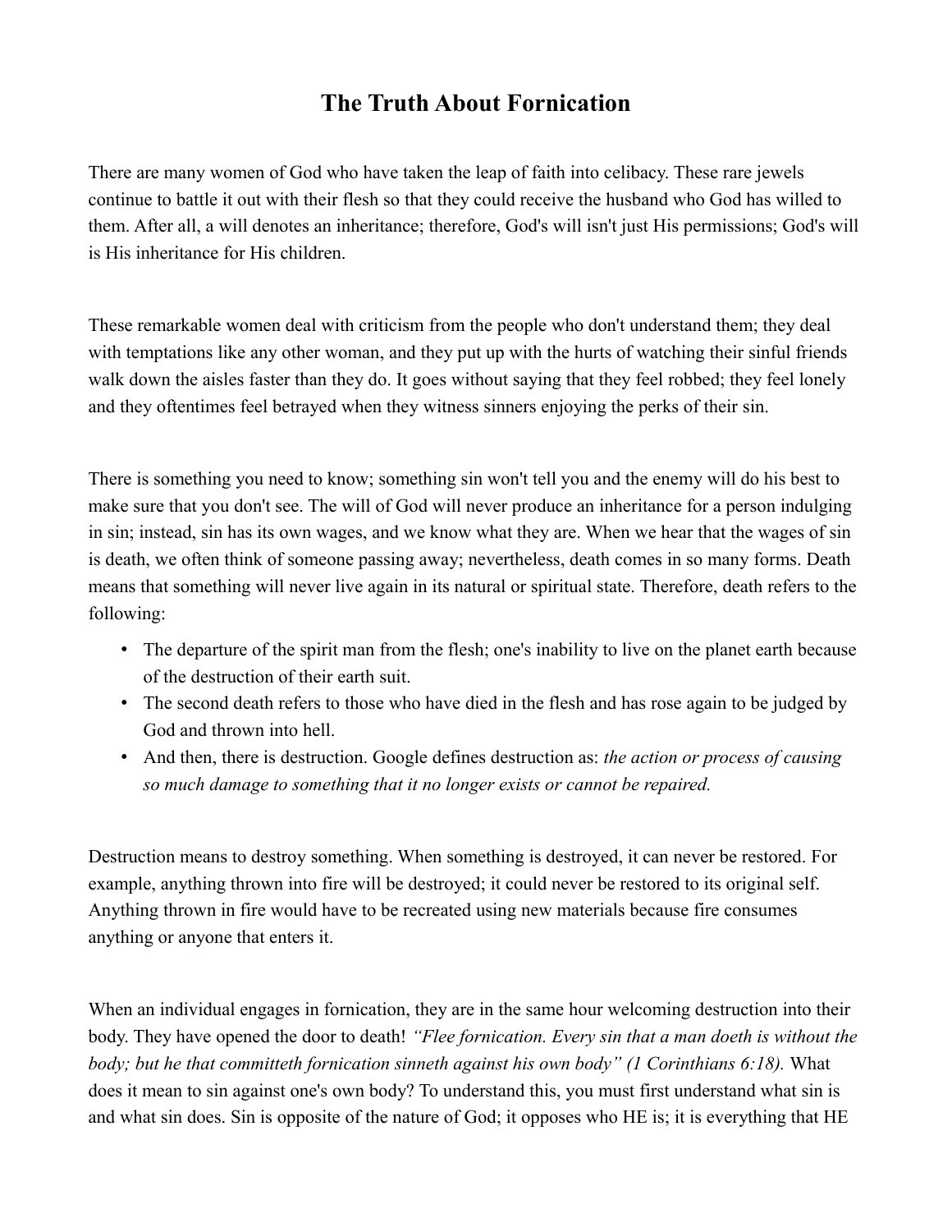# The Truth About Fornication

There are many women of God who have taken the leap of faith into celibacy. These rare jewels continue to battle it out with their flesh so that they could receive the husband who God has willed to them. After all, a will denotes an inheritance; therefore, God's will isn't just His permissions; God's will is His inheritance for His children.

These remarkable women deal with criticism from the people who don't understand them; they deal with temptations like any other woman, and they put up with the hurts of watching their sinful friends walk down the aisles faster than they do. It goes without saying that they feel robbed; they feel lonely and they oftentimes feel betrayed when they witness sinners enjoying the perks of their sin.

There is something you need to know; something sin won't tell you and the enemy will do his best to make sure that you don't see. The will of God will never produce an inheritance for a person indulging in sin; instead, sin has its own wages, and we know what they are. When we hear that the wages of sin is death, we often think of someone passing away; nevertheless, death comes in so many forms. Death means that something will never live again in its natural or spiritual state. Therefore, death refers to the following:

- The departure of the spirit man from the flesh; one's inability to live on the planet earth because of the destruction of their earth suit.
- The second death refers to those who have died in the flesh and has rose again to be judged by God and thrown into hell.
- And then, there is destruction. Google defines destruction as: *the action or process of causing so much damage to something that it no longer exists or cannot be repaired.*

Destruction means to destroy something. When something is destroyed, it can never be restored. For example, anything thrown into fire will be destroyed; it could never be restored to its original self. Anything thrown in fire would have to be recreated using new materials because fire consumes anything or anyone that enters it.

When an individual engages in fornication, they are in the same hour welcoming destruction into their body. They have opened the door to death! *"Flee fornication. Every sin that a man doeth is without the body; but he that committeth fornication sinneth against his own body" (1 Corinthians 6:18).* What does it mean to sin against one's own body? To understand this, you must first understand what sin is and what sin does. Sin is opposite of the nature of God; it opposes who HE is; it is everything that HE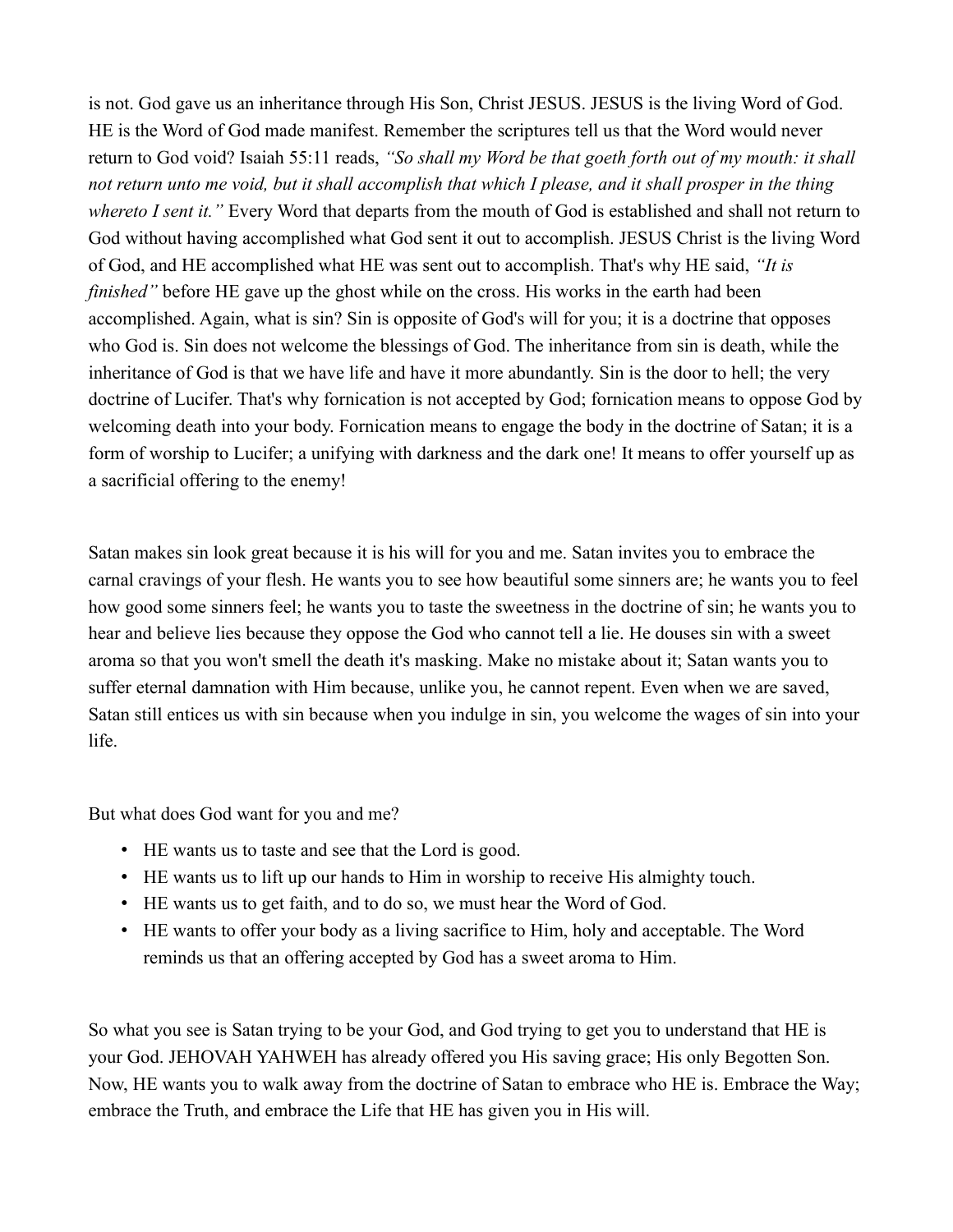is not. God gave us an inheritance through His Son, Christ JESUS. JESUS is the living Word of God. HE is the Word of God made manifest. Remember the scriptures tell us that the Word would never return to God void? Isaiah 55:11 reads, *"So shall my Word be that goeth forth out of my mouth: it shall not return unto me void, but it shall accomplish that which I please, and it shall prosper in the thing whereto I sent it."* Every Word that departs from the mouth of God is established and shall not return to God without having accomplished what God sent it out to accomplish. JESUS Christ is the living Word of God, and HE accomplished what HE was sent out to accomplish. That's why HE said, *"It is finished"* before HE gave up the ghost while on the cross. His works in the earth had been accomplished. Again, what is sin? Sin is opposite of God's will for you; it is a doctrine that opposes who God is. Sin does not welcome the blessings of God. The inheritance from sin is death, while the inheritance of God is that we have life and have it more abundantly. Sin is the door to hell; the very doctrine of Lucifer. That's why fornication is not accepted by God; fornication means to oppose God by welcoming death into your body. Fornication means to engage the body in the doctrine of Satan; it is a form of worship to Lucifer; a unifying with darkness and the dark one! It means to offer yourself up as a sacrificial offering to the enemy!

Satan makes sin look great because it is his will for you and me. Satan invites you to embrace the carnal cravings of your flesh. He wants you to see how beautiful some sinners are; he wants you to feel how good some sinners feel; he wants you to taste the sweetness in the doctrine of sin; he wants you to hear and believe lies because they oppose the God who cannot tell a lie. He douses sin with a sweet aroma so that you won't smell the death it's masking. Make no mistake about it; Satan wants you to suffer eternal damnation with Him because, unlike you, he cannot repent. Even when we are saved, Satan still entices us with sin because when you indulge in sin, you welcome the wages of sin into your life.

But what does God want for you and me?

- HE wants us to taste and see that the Lord is good.
- HE wants us to lift up our hands to Him in worship to receive His almighty touch.
- HE wants us to get faith, and to do so, we must hear the Word of God.
- HE wants to offer your body as a living sacrifice to Him, holy and acceptable. The Word reminds us that an offering accepted by God has a sweet aroma to Him.

So what you see is Satan trying to be your God, and God trying to get you to understand that HE is your God. JEHOVAH YAHWEH has already offered you His saving grace; His only Begotten Son. Now, HE wants you to walk away from the doctrine of Satan to embrace who HE is. Embrace the Way; embrace the Truth, and embrace the Life that HE has given you in His will.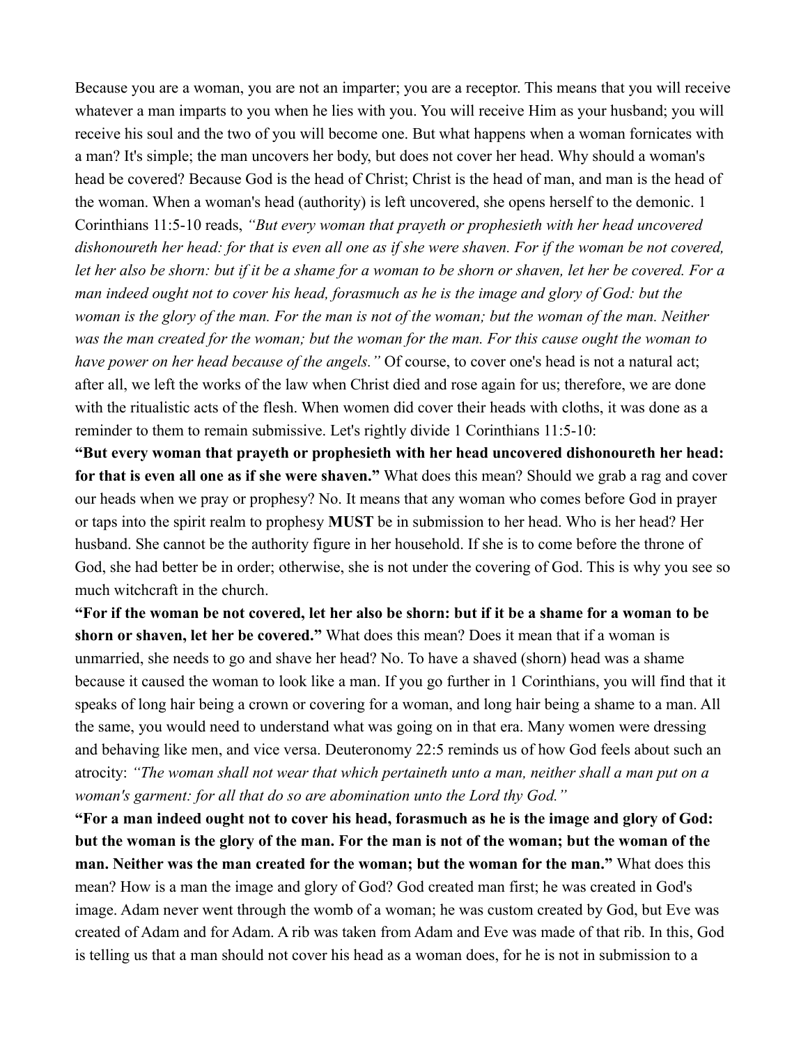Because you are a woman, you are not an imparter; you are a receptor. This means that you will receive whatever a man imparts to you when he lies with you. You will receive Him as your husband; you will receive his soul and the two of you will become one. But what happens when a woman fornicates with a man? It's simple; the man uncovers her body, but does not cover her head. Why should a woman's head be covered? Because God is the head of Christ; Christ is the head of man, and man is the head of the woman. When a woman's head (authority) is left uncovered, she opens herself to the demonic. 1 Corinthians 11:5-10 reads, *"But every woman that prayeth or prophesieth with her head uncovered dishonoureth her head: for that is even all one as if she were shaven. For if the woman be not covered, let her also be shorn: but if it be a shame for a woman to be shorn or shaven, let her be covered. For a man indeed ought not to cover his head, forasmuch as he is the image and glory of God: but the woman is the glory of the man. For the man is not of the woman; but the woman of the man. Neither was the man created for the woman; but the woman for the man. For this cause ought the woman to have power on her head because of the angels."* Of course, to cover one's head is not a natural act; after all, we left the works of the law when Christ died and rose again for us; therefore, we are done with the ritualistic acts of the flesh. When women did cover their heads with cloths, it was done as a reminder to them to remain submissive. Let's rightly divide 1 Corinthians 11:5-10:

**"But every woman that prayeth or prophesieth with her head uncovered dishonoureth her head: for that is even all one as if she were shaven."** What does this mean? Should we grab a rag and cover our heads when we pray or prophesy? No. It means that any woman who comes before God in prayer or taps into the spirit realm to prophesy **MUST** be in submission to her head. Who is her head? Her husband. She cannot be the authority figure in her household. If she is to come before the throne of God, she had better be in order; otherwise, she is not under the covering of God. This is why you see so much witchcraft in the church.

**"For if the woman be not covered, let her also be shorn: but if it be a shame for a woman to be shorn or shaven, let her be covered."** What does this mean? Does it mean that if a woman is unmarried, she needs to go and shave her head? No. To have a shaved (shorn) head was a shame because it caused the woman to look like a man. If you go further in 1 Corinthians, you will find that it speaks of long hair being a crown or covering for a woman, and long hair being a shame to a man. All the same, you would need to understand what was going on in that era. Many women were dressing and behaving like men, and vice versa. Deuteronomy 22:5 reminds us of how God feels about such an atrocity: *"The woman shall not wear that which pertaineth unto a man, neither shall a man put on a woman's garment: for all that do so are abomination unto the Lord thy God."*

**"For a man indeed ought not to cover his head, forasmuch as he is the image and glory of God: but the woman is the glory of the man. For the man is not of the woman; but the woman of the man. Neither was the man created for the woman; but the woman for the man."** What does this mean? How is a man the image and glory of God? God created man first; he was created in God's image. Adam never went through the womb of a woman; he was custom created by God, but Eve was created of Adam and for Adam. A rib was taken from Adam and Eve was made of that rib. In this, God is telling us that a man should not cover his head as a woman does, for he is not in submission to a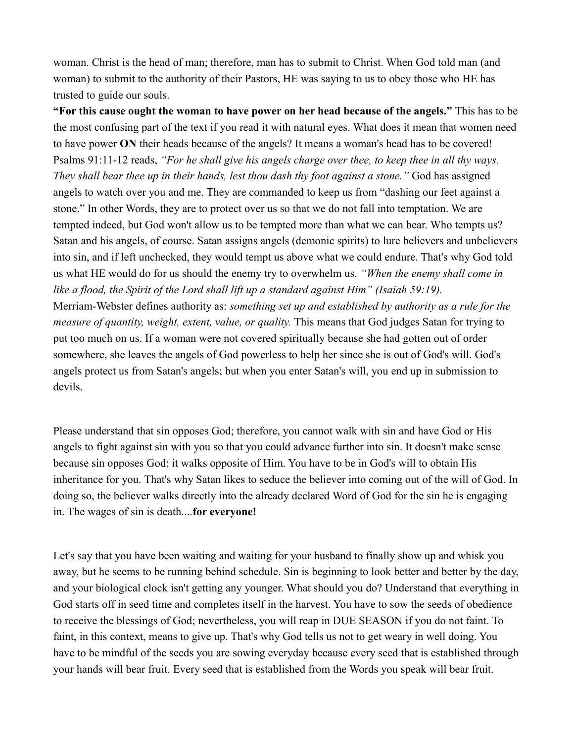woman. Christ is the head of man; therefore, man has to submit to Christ. When God told man (and woman) to submit to the authority of their Pastors, HE was saying to us to obey those who HE has trusted to guide our souls.

**"For this cause ought the woman to have power on her head because of the angels."** This has to be the most confusing part of the text if you read it with natural eyes. What does it mean that women need to have power **ON** their heads because of the angels? It means a woman's head has to be covered! Psalms 91:11-12 reads, *"For he shall give his angels charge over thee, to keep thee in all thy ways. They shall bear thee up in their hands, lest thou dash thy foot against a stone."* God has assigned angels to watch over you and me. They are commanded to keep us from "dashing our feet against a stone." In other Words, they are to protect over us so that we do not fall into temptation. We are tempted indeed, but God won't allow us to be tempted more than what we can bear. Who tempts us? Satan and his angels, of course. Satan assigns angels (demonic spirits) to lure believers and unbelievers into sin, and if left unchecked, they would tempt us above what we could endure. That's why God told us what HE would do for us should the enemy try to overwhelm us. *"When the enemy shall come in like a flood, the Spirit of the Lord shall lift up a standard against Him" (Isaiah 59:19).*

Merriam-Webster defines authority as: *something set up and established by authority as a rule for the measure of quantity, weight, extent, value, or quality.* This means that God judges Satan for trying to put too much on us. If a woman were not covered spiritually because she had gotten out of order somewhere, she leaves the angels of God powerless to help her since she is out of God's will. God's angels protect us from Satan's angels; but when you enter Satan's will, you end up in submission to devils.

Please understand that sin opposes God; therefore, you cannot walk with sin and have God or His angels to fight against sin with you so that you could advance further into sin. It doesn't make sense because sin opposes God; it walks opposite of Him. You have to be in God's will to obtain His inheritance for you. That's why Satan likes to seduce the believer into coming out of the will of God. In doing so, the believer walks directly into the already declared Word of God for the sin he is engaging in. The wages of sin is death....**for everyone!**

Let's say that you have been waiting and waiting for your husband to finally show up and whisk you away, but he seems to be running behind schedule. Sin is beginning to look better and better by the day, and your biological clock isn't getting any younger. What should you do? Understand that everything in God starts off in seed time and completes itself in the harvest. You have to sow the seeds of obedience to receive the blessings of God; nevertheless, you will reap in DUE SEASON if you do not faint. To faint, in this context, means to give up. That's why God tells us not to get weary in well doing. You have to be mindful of the seeds you are sowing everyday because every seed that is established through your hands will bear fruit. Every seed that is established from the Words you speak will bear fruit.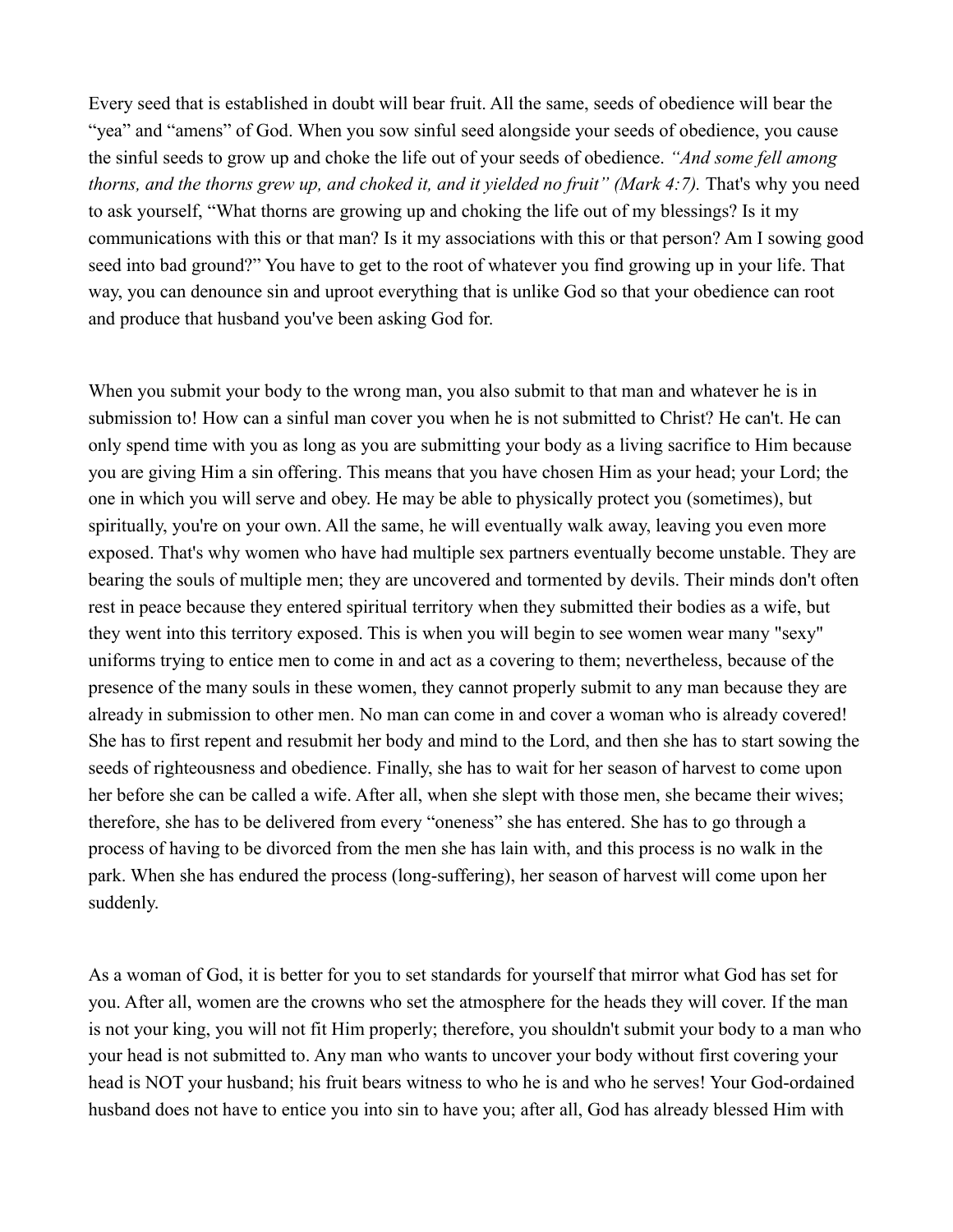Every seed that is established in doubt will bear fruit. All the same, seeds of obedience will bear the “yea” and “amens” of God. When you sow sinful seed alongside your seeds of obedience, you cause the sinful seeds to grow up and choke the life out of your seeds of obedience. *“And some fell among thorns, and the thorns grew up, and choked it, and it yielded no fruit” (Mark 4:7).* That's why you need to ask yourself, “What thorns are growing up and choking the life out of my blessings? Is it my communications with this or that man? Is it my associations with this or that person? Am I sowing good seed into bad ground?” You have to get to the root of whatever you find growing up in your life. That way, you can denounce sin and uproot everything that is unlike God so that your obedience can root and produce that husband you've been asking God for.

When you submit your body to the wrong man, you also submit to that man and whatever he is in submission to! How can a sinful man cover you when he is not submitted to Christ? He can't. He can only spend time with you as long as you are submitting your body as a living sacrifice to Him because you are giving Him a sin offering. This means that you have chosen Him as your head; your Lord; the one in which you will serve and obey. He may be able to physically protect you (sometimes), but spiritually, you're on your own. All the same, he will eventually walk away, leaving you even more exposed. That's why women who have had multiple sex partners eventually become unstable. They are bearing the souls of multiple men; they are uncovered and tormented by devils. Their minds don't often rest in peace because they entered spiritual territory when they submitted their bodies as a wife, but they went into this territory exposed. This is when you will begin to see women wear many "sexy" uniforms trying to entice men to come in and act as a covering to them; nevertheless, because of the presence of the many souls in these women, they cannot properly submit to any man because they are already in submission to other men. No man can come in and cover a woman who is already covered! She has to first repent and resubmit her body and mind to the Lord, and then she has to start sowing the seeds of righteousness and obedience. Finally, she has to wait for her season of harvest to come upon her before she can be called a wife. After all, when she slept with those men, she became their wives; therefore, she has to be delivered from every “oneness” she has entered. She has to go through a process of having to be divorced from the men she has lain with, and this process is no walk in the park. When she has endured the process (long-suffering), her season of harvest will come upon her suddenly.

As a woman of God, it is better for you to set standards for yourself that mirror what God has set for you. After all, women are the crowns who set the atmosphere for the heads they will cover. If the man is not your king, you will not fit Him properly; therefore, you shouldn't submit your body to a man who your head is not submitted to. Any man who wants to uncover your body without first covering your head is NOT your husband; his fruit bears witness to who he is and who he serves! Your God-ordained husband does not have to entice you into sin to have you; after all, God has already blessed Him with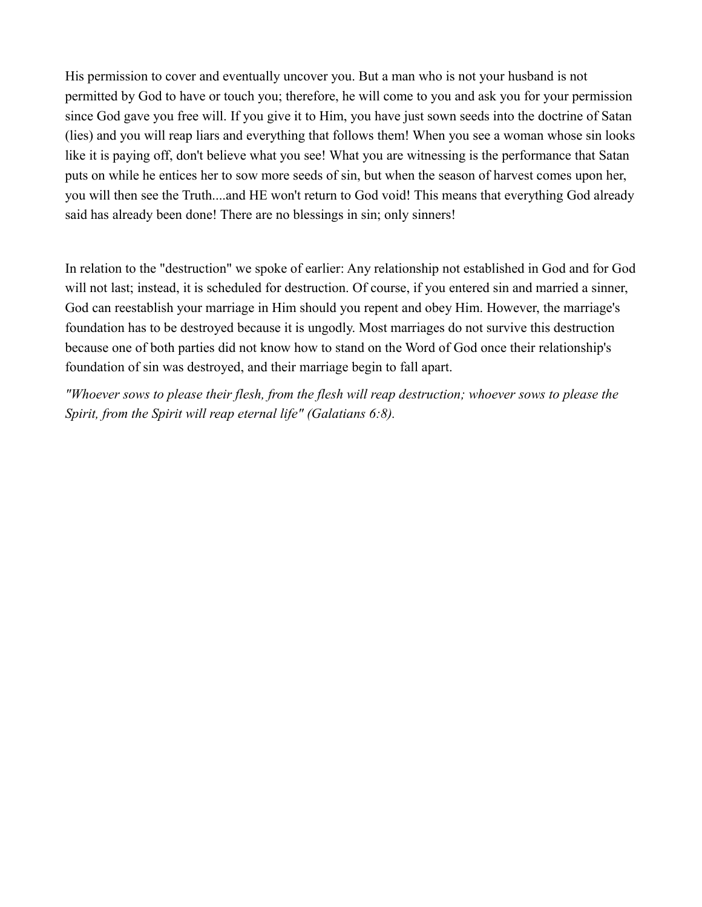His permission to cover and eventually uncover you. But a man who is not your husband is not permitted by God to have or touch you; therefore, he will come to you and ask you for your permission since God gave you free will. If you give it to Him, you have just sown seeds into the doctrine of Satan (lies) and you will reap liars and everything that follows them! When you see a woman whose sin looks like it is paying off, don't believe what you see! What you are witnessing is the performance that Satan puts on while he entices her to sow more seeds of sin, but when the season of harvest comes upon her, you will then see the Truth....and HE won't return to God void! This means that everything God already said has already been done! There are no blessings in sin; only sinners!

In relation to the "destruction" we spoke of earlier: Any relationship not established in God and for God will not last; instead, it is scheduled for destruction. Of course, if you entered sin and married a sinner, God can reestablish your marriage in Him should you repent and obey Him. However, the marriage's foundation has to be destroyed because it is ungodly. Most marriages do not survive this destruction because one of both parties did not know how to stand on the Word of God once their relationship's foundation of sin was destroyed, and their marriage begin to fall apart.

*"Whoever sows to please their flesh, from the flesh will reap destruction; whoever sows to please the Spirit, from the Spirit will reap eternal life" (Galatians 6:8).*